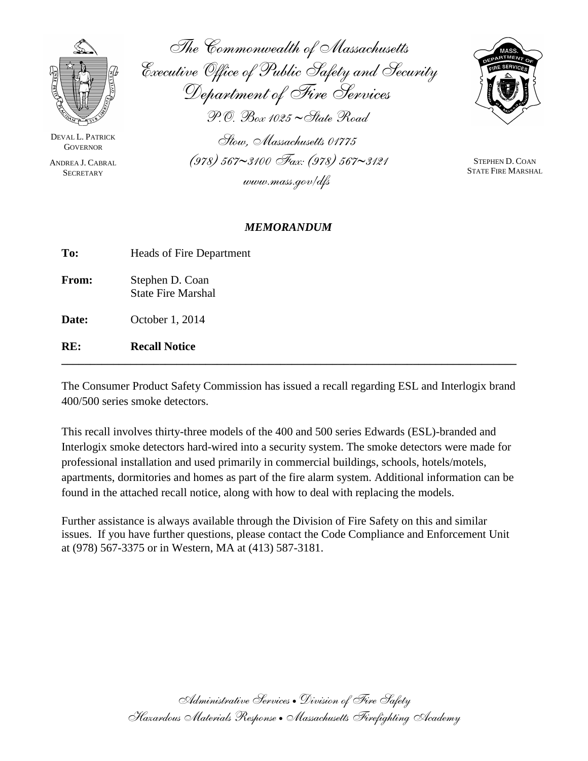The Commonwealth of Massachusetts
Executive Office of Public Safety and Security
Department of Fire Services
P.O. Box 1025 ~ State Road
Stow, Massachusetts 01775
(978) 567~3100 Fax: (978) 567~3121
www.mass.gov/dfs

DEVAL L. PATRICK
GOVERNOR

ANDREA J. CABRAL
SECRETARY

STEPHEN D. COAN
STATE FIRE MARSHAL

## *MEMORANDUM*

**To:** Heads of Fire Department

**From:** Stephen D. Coan
State Fire Marshal

**Date:** October 1, 2014

**RE:** **Recall Notice**

---

The Consumer Product Safety Commission has issued a recall regarding ESL and Interlogix brand 400/500 series smoke detectors.

This recall involves thirty-three models of the 400 and 500 series Edwards (ESL)-branded and Interlogix smoke detectors hard-wired into a security system. The smoke detectors were made for professional installation and used primarily in commercial buildings, schools, hotels/motels, apartments, dormitories and homes as part of the fire alarm system. Additional information can be found in the attached recall notice, along with how to deal with replacing the models.

Further assistance is always available through the Division of Fire Safety on this and similar issues. If you have further questions, please contact the Code Compliance and Enforcement Unit at (978) 567-3375 or in Western, MA at (413) 587-3181.

Administrative Services • Division of Fire Safety
Hazardous Materials Response • Massachusetts Firefighting Academy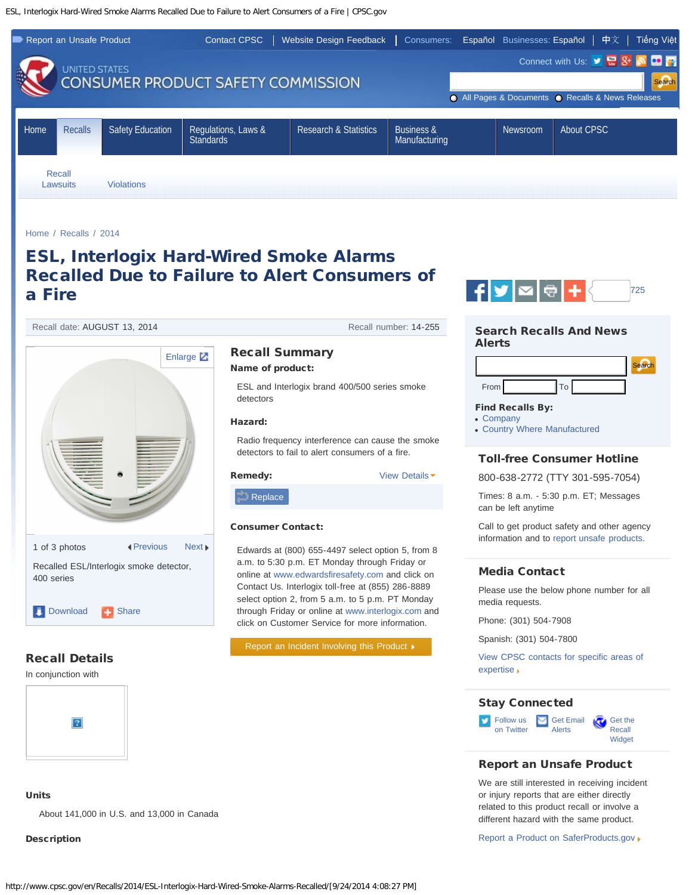Report an Unsafe Product | Contact CPSC | Website Design Feedback | Consumers: Español Businesses: Español | 中文 | Tiếng Việt

Connect with Us:

UNITED STATES CONSUMER PRODUCT SAFETY COMMISSION

Search

All Pages & Documents   Recalls & News Releases

Home | Recalls | Safety Education | Regulations, Laws & Standards | Research & Statistics | Business & Manufacturing | Newsroom | About CPSC

Recall Lawsuits   Violations

Home / Recalls / 2014

# ESL, Interlogix Hard-Wired Smoke Alarms Recalled Due to Failure to Alert Consumers of a Fire

725

Recall date: AUGUST 13, 2014   Recall number: 14-255

Enlarge

1 of 3 photos   Previous   Next

Recalled ESL/Interlogix smoke detector, 400 series

Download   Share

## Recall Summary

**Name of product:**

ESL and Interlogix brand 400/500 series smoke detectors

**Hazard:**

Radio frequency interference can cause the smoke detectors to fail to alert consumers of a fire.

**Remedy:** View Details

Replace

**Consumer Contact:**

Edwards at (800) 655-4497 select option 5, from 8 a.m. to 5:30 p.m. ET Monday through Friday or online at www.edwardsfiresafety.com and click on Contact Us. Interlogix toll-free at (855) 286-8889 select option 2, from 5 a.m. to 5 p.m. PT Monday through Friday or online at www.interlogix.com and click on Customer Service for more information.

Report an Incident Involving this Product

## Recall Details

In conjunction with

**Units**

About 141,000 in U.S. and 13,000 in Canada

**Description**

## Search Recalls And News Alerts

Search

From   To

**Find Recalls By:**

- Company
- Country Where Manufactured

## Toll-free Consumer Hotline

800-638-2772 (TTY 301-595-7054)

Times: 8 a.m. - 5:30 p.m. ET; Messages can be left anytime

Call to get product safety and other agency information and to report unsafe products.

## Media Contact

Please use the below phone number for all media requests.

Phone: (301) 504-7908

Spanish: (301) 504-7800

View CPSC contacts for specific areas of expertise

## Stay Connected

Follow us on Twitter   Get Email Alerts   Get the Recall Widget

## Report an Unsafe Product

We are still interested in receiving incident or injury reports that are either directly related to this product recall or involve a different hazard with the same product.

Report a Product on SaferProducts.gov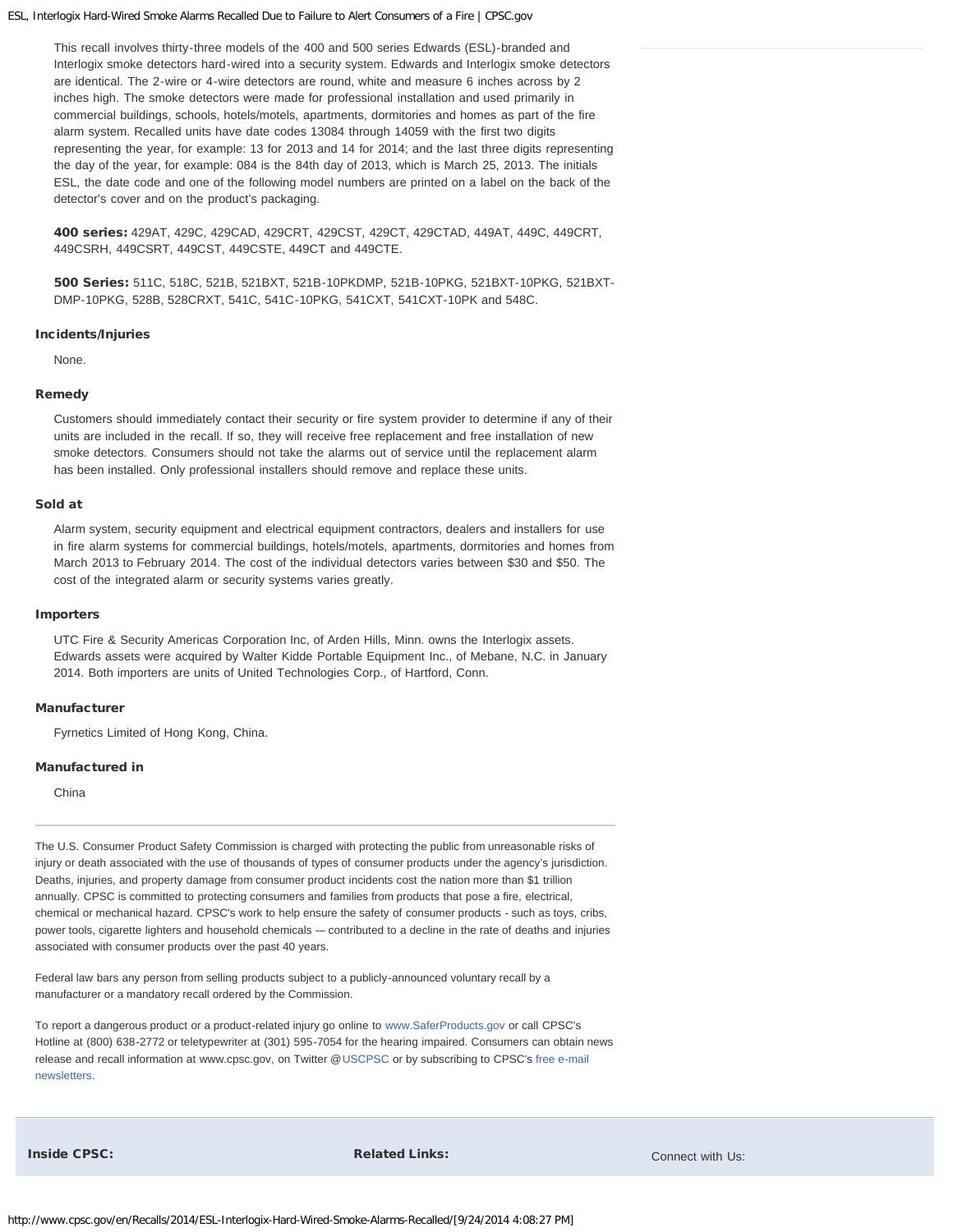This recall involves thirty-three models of the 400 and 500 series Edwards (ESL)-branded and Interlogix smoke detectors hard-wired into a security system. Edwards and Interlogix smoke detectors are identical. The 2-wire or 4-wire detectors are round, white and measure 6 inches across by 2 inches high. The smoke detectors were made for professional installation and used primarily in commercial buildings, schools, hotels/motels, apartments, dormitories and homes as part of the fire alarm system. Recalled units have date codes 13084 through 14059 with the first two digits representing the year, for example: 13 for 2013 and 14 for 2014; and the last three digits representing the day of the year, for example: 084 is the 84th day of 2013, which is March 25, 2013. The initials ESL, the date code and one of the following model numbers are printed on a label on the back of the detector's cover and on the product's packaging.

**400 series:** 429AT, 429C, 429CAD, 429CRT, 429CST, 429CT, 429CTAD, 449AT, 449C, 449CRT, 449CSRH, 449CSRT, 449CST, 449CSTE, 449CT and 449CTE.

**500 Series:** 511C, 518C, 521B, 521BXT, 521B-10PKDMP, 521B-10PKG, 521BXT-10PKG, 521BXT-DMP-10PKG, 528B, 528CRXT, 541C, 541C-10PKG, 541CXT, 541CXT-10PK and 548C.

### Incidents/Injuries

None.

### Remedy

Customers should immediately contact their security or fire system provider to determine if any of their units are included in the recall. If so, they will receive free replacement and free installation of new smoke detectors. Consumers should not take the alarms out of service until the replacement alarm has been installed. Only professional installers should remove and replace these units.

### Sold at

Alarm system, security equipment and electrical equipment contractors, dealers and installers for use in fire alarm systems for commercial buildings, hotels/motels, apartments, dormitories and homes from March 2013 to February 2014. The cost of the individual detectors varies between $30 and $50. The cost of the integrated alarm or security systems varies greatly.

### Importers

UTC Fire & Security Americas Corporation Inc, of Arden Hills, Minn. owns the Interlogix assets. Edwards assets were acquired by Walter Kidde Portable Equipment Inc., of Mebane, N.C. in January 2014. Both importers are units of United Technologies Corp., of Hartford, Conn.

### Manufacturer

Fyrnetics Limited of Hong Kong, China.

### Manufactured in

China

---

The U.S. Consumer Product Safety Commission is charged with protecting the public from unreasonable risks of injury or death associated with the use of thousands of types of consumer products under the agency's jurisdiction. Deaths, injuries, and property damage from consumer product incidents cost the nation more than $1 trillion annually. CPSC is committed to protecting consumers and families from products that pose a fire, electrical, chemical or mechanical hazard. CPSC's work to help ensure the safety of consumer products - such as toys, cribs, power tools, cigarette lighters and household chemicals — contributed to a decline in the rate of deaths and injuries associated with consumer products over the past 40 years.

Federal law bars any person from selling products subject to a publicly-announced voluntary recall by a manufacturer or a mandatory recall ordered by the Commission.

To report a dangerous product or a product-related injury go online to www.SaferProducts.gov or call CPSC's Hotline at (800) 638-2772 or teletypewriter at (301) 595-7054 for the hearing impaired. Consumers can obtain news release and recall information at www.cpsc.gov, on Twitter @USCPSC or by subscribing to CPSC's free e-mail newsletters.

**Inside CPSC:**

**Related Links:**

Connect with Us: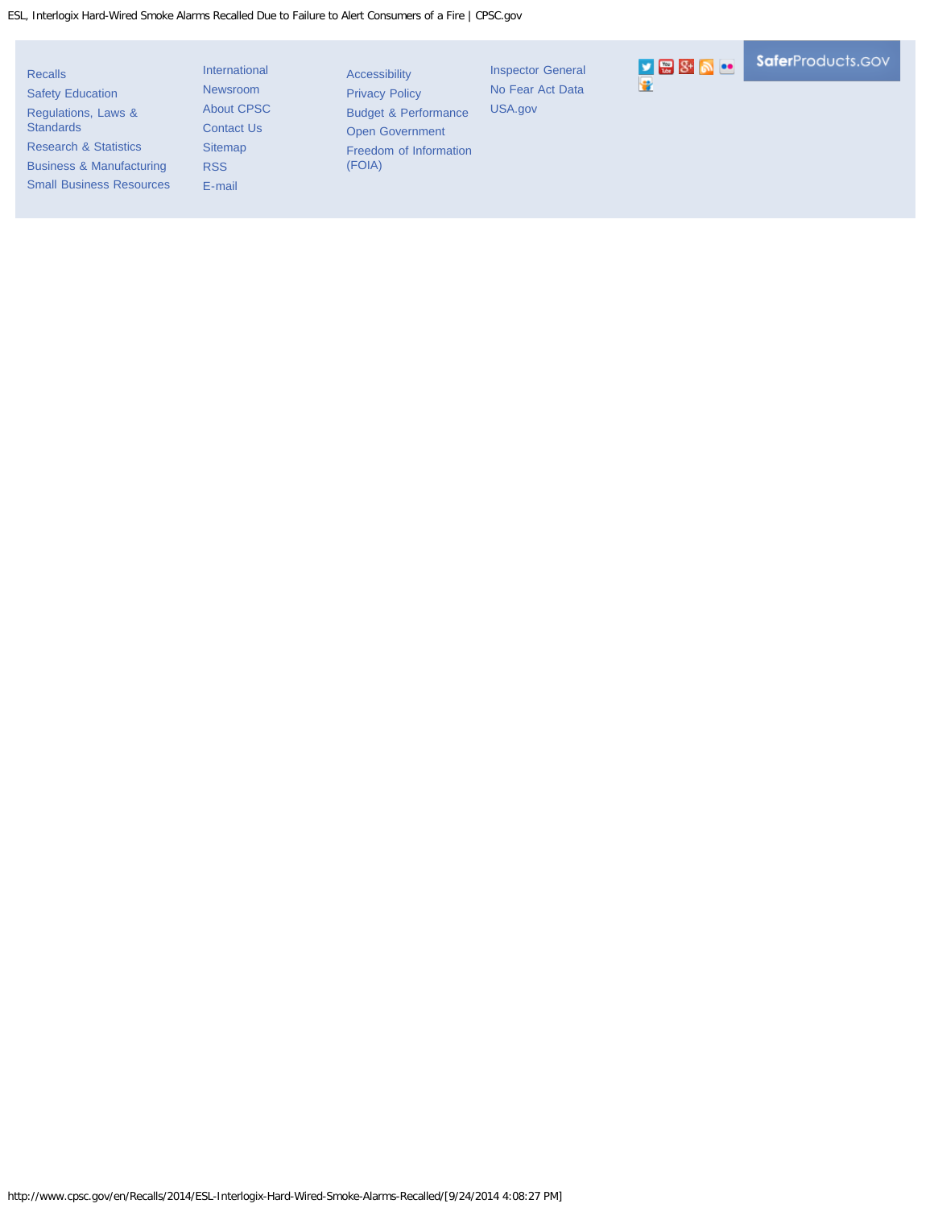Recalls
Safety Education
Regulations, Laws & Standards
Research & Statistics
Business & Manufacturing
Small Business Resources

International
Newsroom
About CPSC
Contact Us
Sitemap
RSS
E-mail

Accessibility
Privacy Policy
Budget & Performance
Open Government
Freedom of Information (FOIA)

Inspector General
No Fear Act Data
USA.gov

SaferProducts.Gov